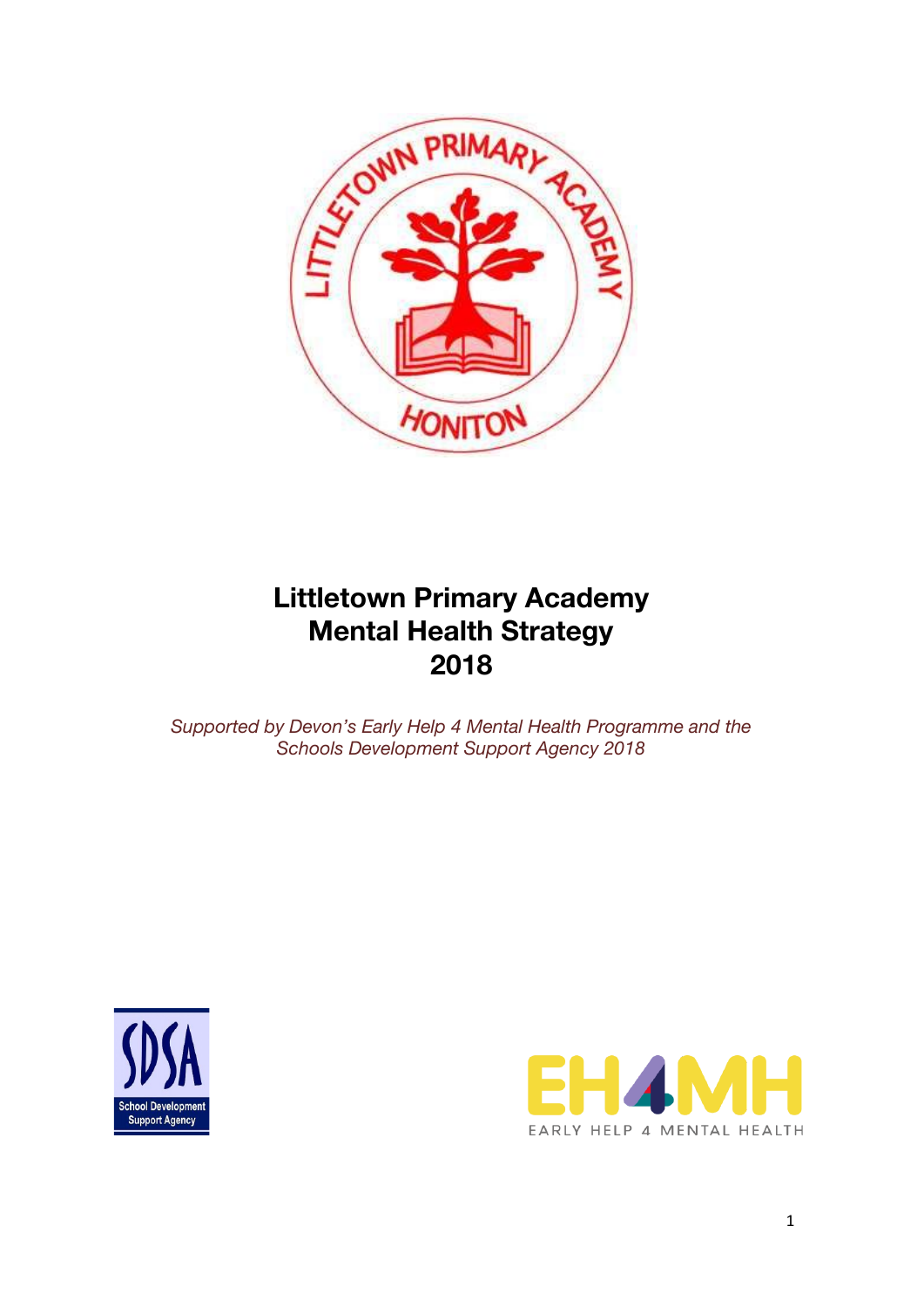# Littletown Primary Academy Mental Health Strategy 2018

*Supported by Devon's Early Help 4 Mental Health Programme and the Schools Development Support Agency 2018*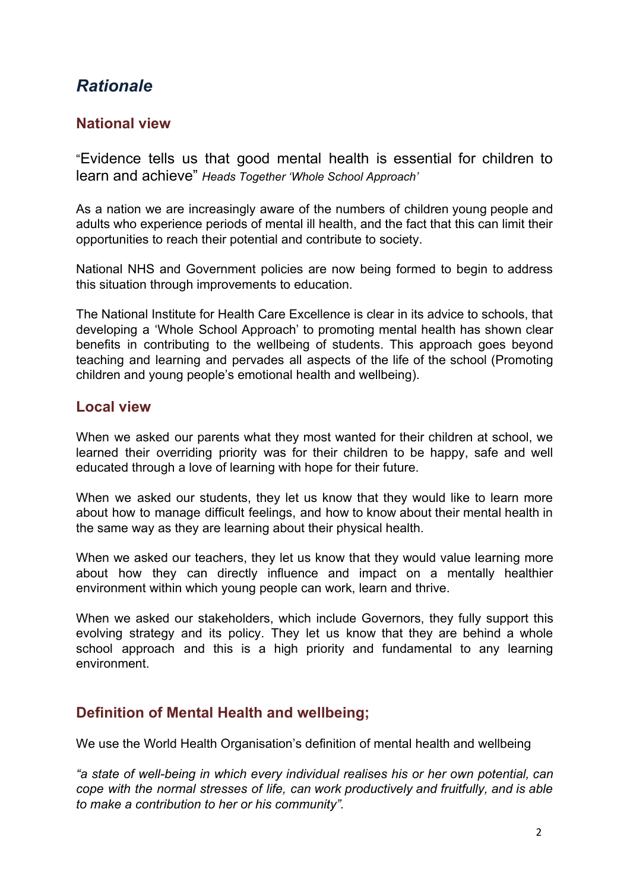# *Rationale*

## National view

"Evidence tells us that good mental health is essential for children to learn and achieve" *Heads Together 'Whole School Approach'*

As a nation we are increasingly aware of the numbers of children young people and adults who experience periods of mental ill health, and the fact that this can limit their opportunities to reach their potential and contribute to society.

National NHS and Government policies are now being formed to begin to address this situation through improvements to education.

The National Institute for Health Care Excellence is clear in its advice to schools, that developing a 'Whole School Approach' to promoting mental health has shown clear benefits in contributing to the wellbeing of students. This approach goes beyond teaching and learning and pervades all aspects of the life of the school (Promoting children and young people's emotional health and wellbeing).

## Local view

When we asked our parents what they most wanted for their children at school, we learned their overriding priority was for their children to be happy, safe and well educated through a love of learning with hope for their future.

When we asked our students, they let us know that they would like to learn more about how to manage difficult feelings, and how to know about their mental health in the same way as they are learning about their physical health.

When we asked our teachers, they let us know that they would value learning more about how they can directly influence and impact on a mentally healthier environment within which young people can work, learn and thrive.

When we asked our stakeholders, which include Governors, they fully support this evolving strategy and its policy. They let us know that they are behind a whole school approach and this is a high priority and fundamental to any learning environment.

## Definition of Mental Health and wellbeing;

We use the World Health Organisation's definition of mental health and wellbeing

*"a state of well-being in which every individual realises his or her own potential, can cope with the normal stresses of life, can work productively and fruitfully, and is able to make a contribution to her or his community".*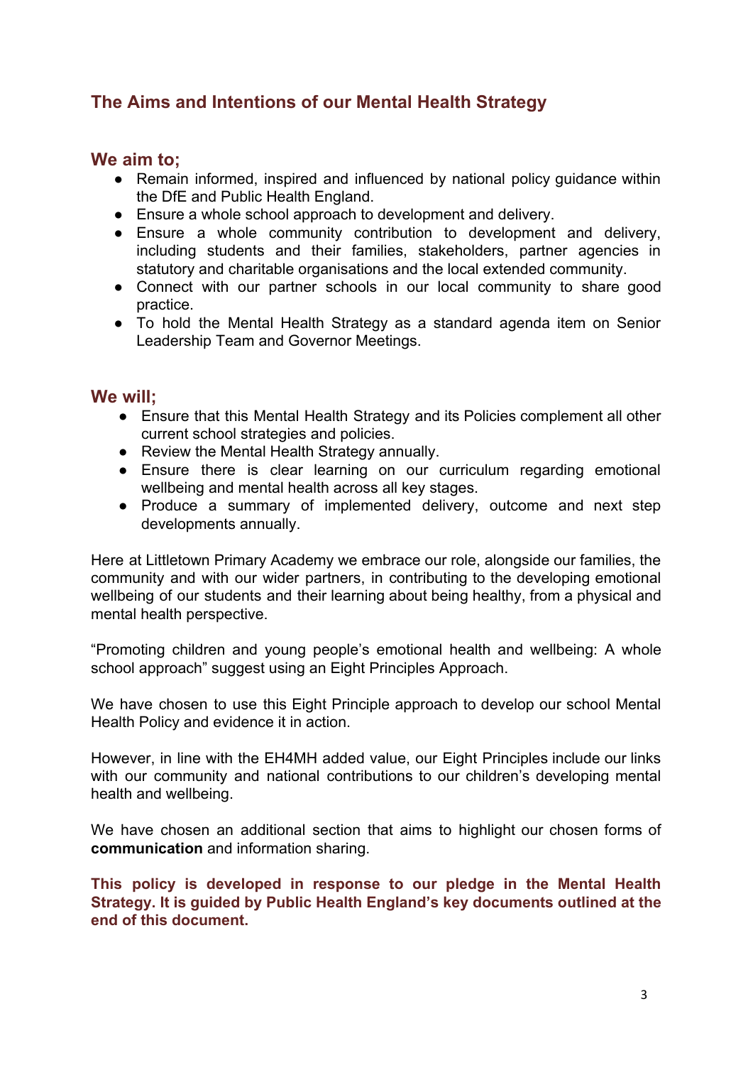## The Aims and Intentions of our Mental Health Strategy

### We aim to;

- Remain informed, inspired and influenced by national policy guidance within the DfE and Public Health England.
- Ensure a whole school approach to development and delivery.
- Ensure a whole community contribution to development and delivery, including students and their families, stakeholders, partner agencies in statutory and charitable organisations and the local extended community.
- Connect with our partner schools in our local community to share good practice.
- To hold the Mental Health Strategy as a standard agenda item on Senior Leadership Team and Governor Meetings.

### We will;

- Ensure that this Mental Health Strategy and its Policies complement all other current school strategies and policies.
- Review the Mental Health Strategy annually.
- Ensure there is clear learning on our curriculum regarding emotional wellbeing and mental health across all key stages.
- Produce a summary of implemented delivery, outcome and next step developments annually.

Here at Littletown Primary Academy we embrace our role, alongside our families, the community and with our wider partners, in contributing to the developing emotional wellbeing of our students and their learning about being healthy, from a physical and mental health perspective.

"Promoting children and young people's emotional health and wellbeing: A whole school approach" suggest using an Eight Principles Approach.

We have chosen to use this Eight Principle approach to develop our school Mental Health Policy and evidence it in action.

However, in line with the EH4MH added value, our Eight Principles include our links with our community and national contributions to our children's developing mental health and wellbeing.

We have chosen an additional section that aims to highlight our chosen forms of **communication** and information sharing.

**This policy is developed in response to our pledge in the Mental Health Strategy. It is guided by Public Health England's key documents outlined at the end of this document.**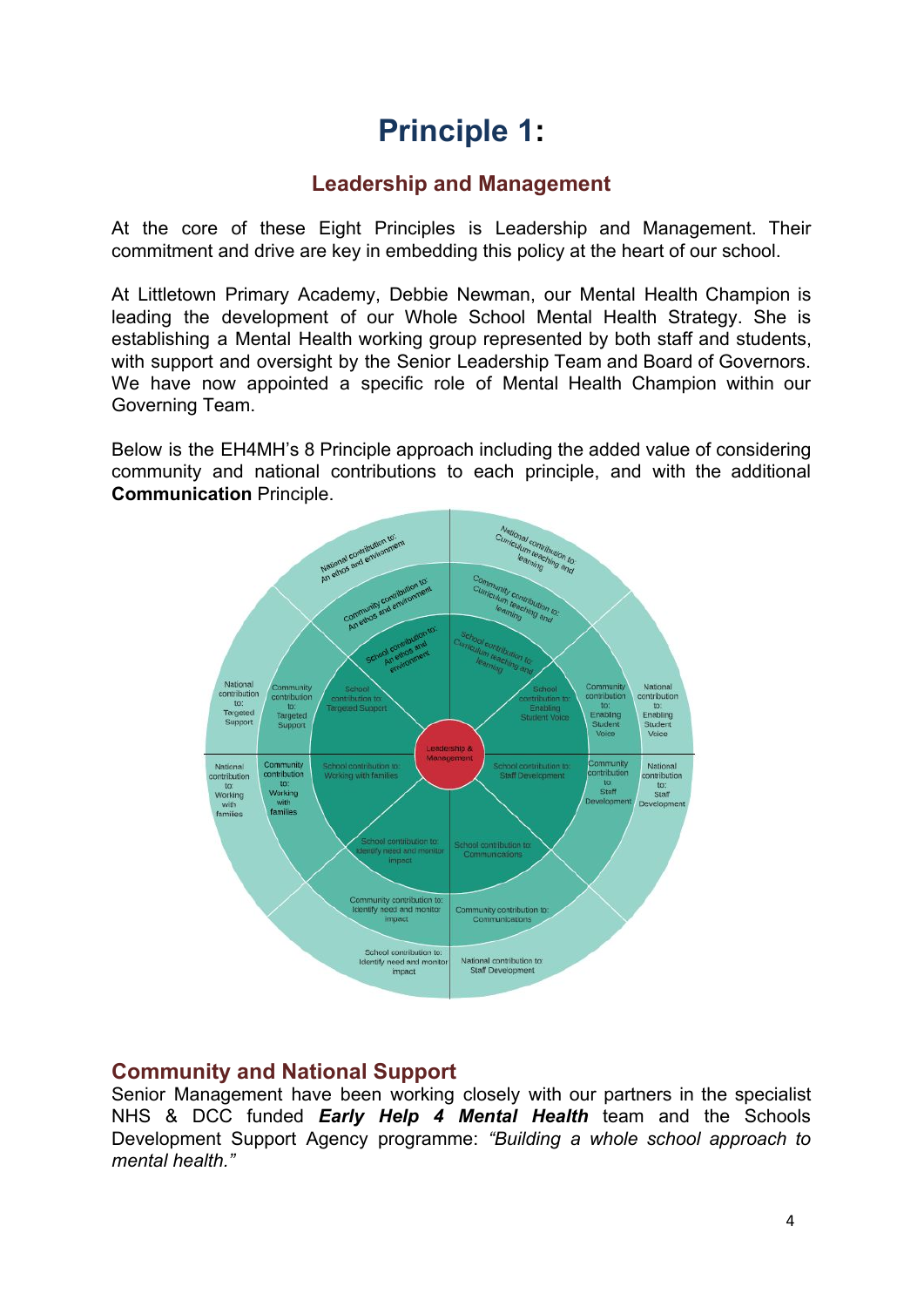# Principle 1:

## Leadership and Management

At the core of these Eight Principles is Leadership and Management. Their commitment and drive are key in embedding this policy at the heart of our school.

At Littletown Primary Academy, Debbie Newman, our Mental Health Champion is leading the development of our Whole School Mental Health Strategy. She is establishing a Mental Health working group represented by both staff and students, with support and oversight by the Senior Leadership Team and Board of Governors. We have now appointed a specific role of Mental Health Champion within our Governing Team.

Below is the EH4MH's 8 Principle approach including the added value of considering community and national contributions to each principle, and with the additional **Communication** Principle.

Leadership & Management

School contribution to: An ethos and environment
Community contribution to: An ethos and environment
National contribution to: An ethos and environment

School contribution to: Curriculum teaching and learning
Community contribution to: Curriculum teaching and learning
National contribution to: Curriculum teaching and learning

School contribution to: Enabling Student Voice
Community contribution to: Enabling Student Voice
National contribution to: Enabling Student Voice

School contribution to: Staff Development
Community contribution to: Staff Development
National contribution to: Staff Development

School contribution to: Communications
Community contribution to: Communications

School contribution to: Identify need and monitor impact
Community contribution to: Identify need and monitor impact
School contribution to: Identify need and monitor impact

School contribution to: Working with families
Community contribution to: Working with families
National contribution to: Working with families

School contribution to: Targeted Support
Community contribution to: Targeted Support
National contribution to: Targeted Support

## Community and National Support

Senior Management have been working closely with our partners in the specialist NHS & DCC funded ***Early Help 4 Mental Health*** team and the Schools Development Support Agency programme: *"Building a whole school approach to mental health."*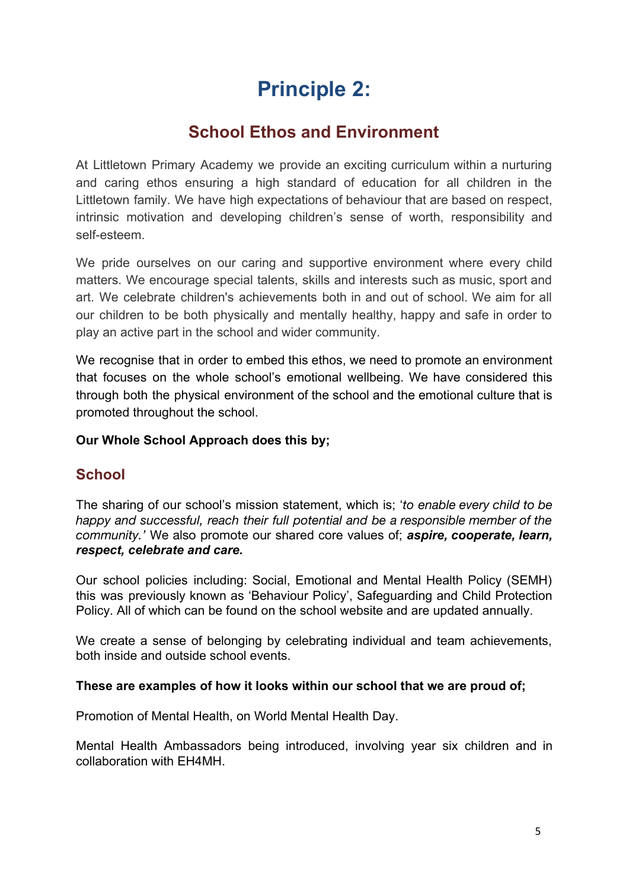# Principle 2:

## School Ethos and Environment

At Littletown Primary Academy we provide an exciting curriculum within a nurturing and caring ethos ensuring a high standard of education for all children in the Littletown family. We have high expectations of behaviour that are based on respect, intrinsic motivation and developing children's sense of worth, responsibility and self-esteem.

We pride ourselves on our caring and supportive environment where every child matters. We encourage special talents, skills and interests such as music, sport and art. We celebrate children's achievements both in and out of school. We aim for all our children to be both physically and mentally healthy, happy and safe in order to play an active part in the school and wider community.

We recognise that in order to embed this ethos, we need to promote an environment that focuses on the whole school's emotional wellbeing. We have considered this through both the physical environment of the school and the emotional culture that is promoted throughout the school.

**Our Whole School Approach does this by;**

### School

The sharing of our school's mission statement, which is; '*to enable every child to be happy and successful, reach their full potential and be a responsible member of the community.'* We also promote our shared core values of; ***aspire, cooperate, learn, respect, celebrate and care.***

Our school policies including: Social, Emotional and Mental Health Policy (SEMH) this was previously known as 'Behaviour Policy', Safeguarding and Child Protection Policy. All of which can be found on the school website and are updated annually.

We create a sense of belonging by celebrating individual and team achievements, both inside and outside school events.

**These are examples of how it looks within our school that we are proud of;**

Promotion of Mental Health, on World Mental Health Day.

Mental Health Ambassadors being introduced, involving year six children and in collaboration with EH4MH.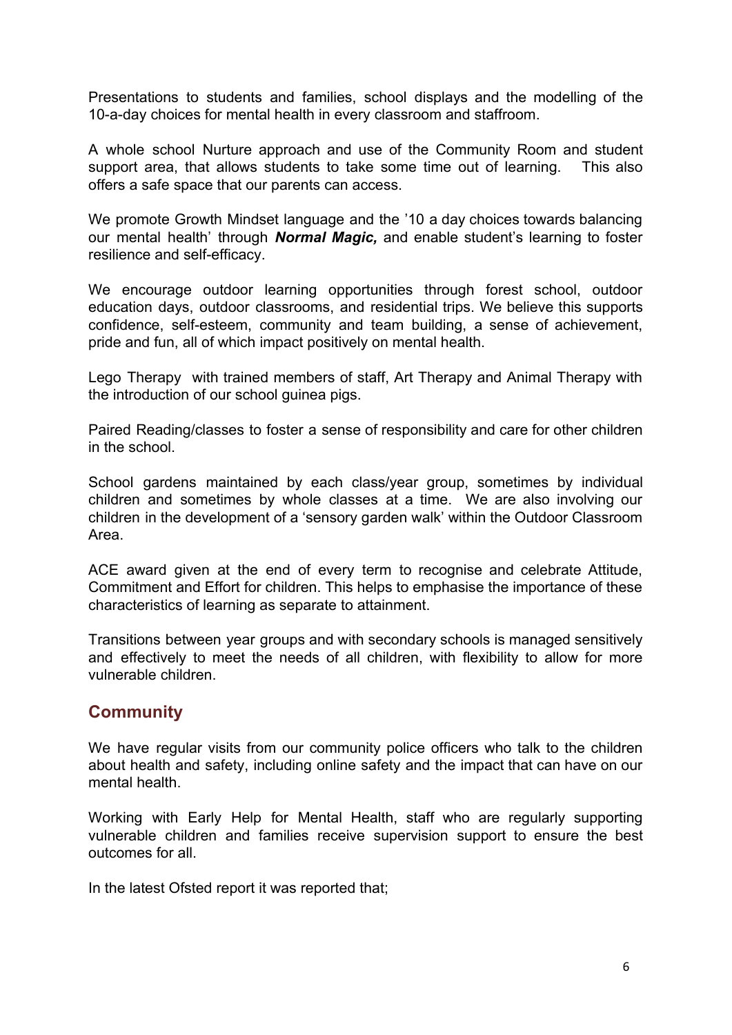Presentations to students and families, school displays and the modelling of the 10-a-day choices for mental health in every classroom and staffroom.

A whole school Nurture approach and use of the Community Room and student support area, that allows students to take some time out of learning. This also offers a safe space that our parents can access.

We promote Growth Mindset language and the '10 a day choices towards balancing our mental health' through ***Normal Magic,*** and enable student's learning to foster resilience and self-efficacy.

We encourage outdoor learning opportunities through forest school, outdoor education days, outdoor classrooms, and residential trips. We believe this supports confidence, self-esteem, community and team building, a sense of achievement, pride and fun, all of which impact positively on mental health.

Lego Therapy with trained members of staff, Art Therapy and Animal Therapy with the introduction of our school guinea pigs.

Paired Reading/classes to foster a sense of responsibility and care for other children in the school.

School gardens maintained by each class/year group, sometimes by individual children and sometimes by whole classes at a time. We are also involving our children in the development of a 'sensory garden walk' within the Outdoor Classroom Area.

ACE award given at the end of every term to recognise and celebrate Attitude, Commitment and Effort for children. This helps to emphasise the importance of these characteristics of learning as separate to attainment.

Transitions between year groups and with secondary schools is managed sensitively and effectively to meet the needs of all children, with flexibility to allow for more vulnerable children.

## Community

We have regular visits from our community police officers who talk to the children about health and safety, including online safety and the impact that can have on our mental health.

Working with Early Help for Mental Health, staff who are regularly supporting vulnerable children and families receive supervision support to ensure the best outcomes for all.

In the latest Ofsted report it was reported that;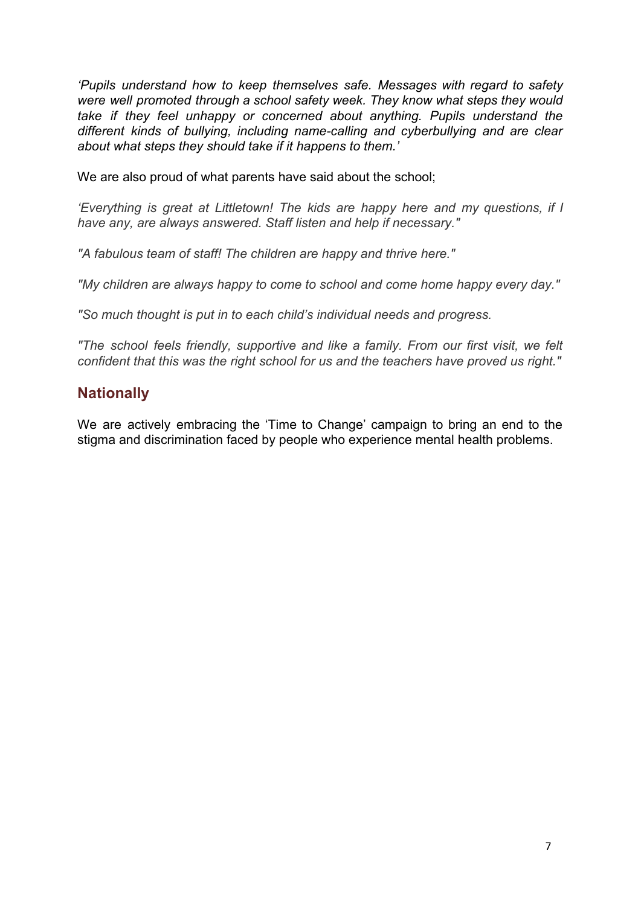*‘Pupils understand how to keep themselves safe. Messages with regard to safety were well promoted through a school safety week. They know what steps they would take if they feel unhappy or concerned about anything. Pupils understand the different kinds of bullying, including name-calling and cyberbullying and are clear about what steps they should take if it happens to them.’*

We are also proud of what parents have said about the school;

*‘Everything is great at Littletown! The kids are happy here and my questions, if I have any, are always answered. Staff listen and help if necessary."*

*"A fabulous team of staff! The children are happy and thrive here."*

*"My children are always happy to come to school and come home happy every day."*

*"So much thought is put in to each child’s individual needs and progress.*

*"The school feels friendly, supportive and like a family. From our first visit, we felt confident that this was the right school for us and the teachers have proved us right."*

## Nationally

We are actively embracing the ‘Time to Change’ campaign to bring an end to the stigma and discrimination faced by people who experience mental health problems.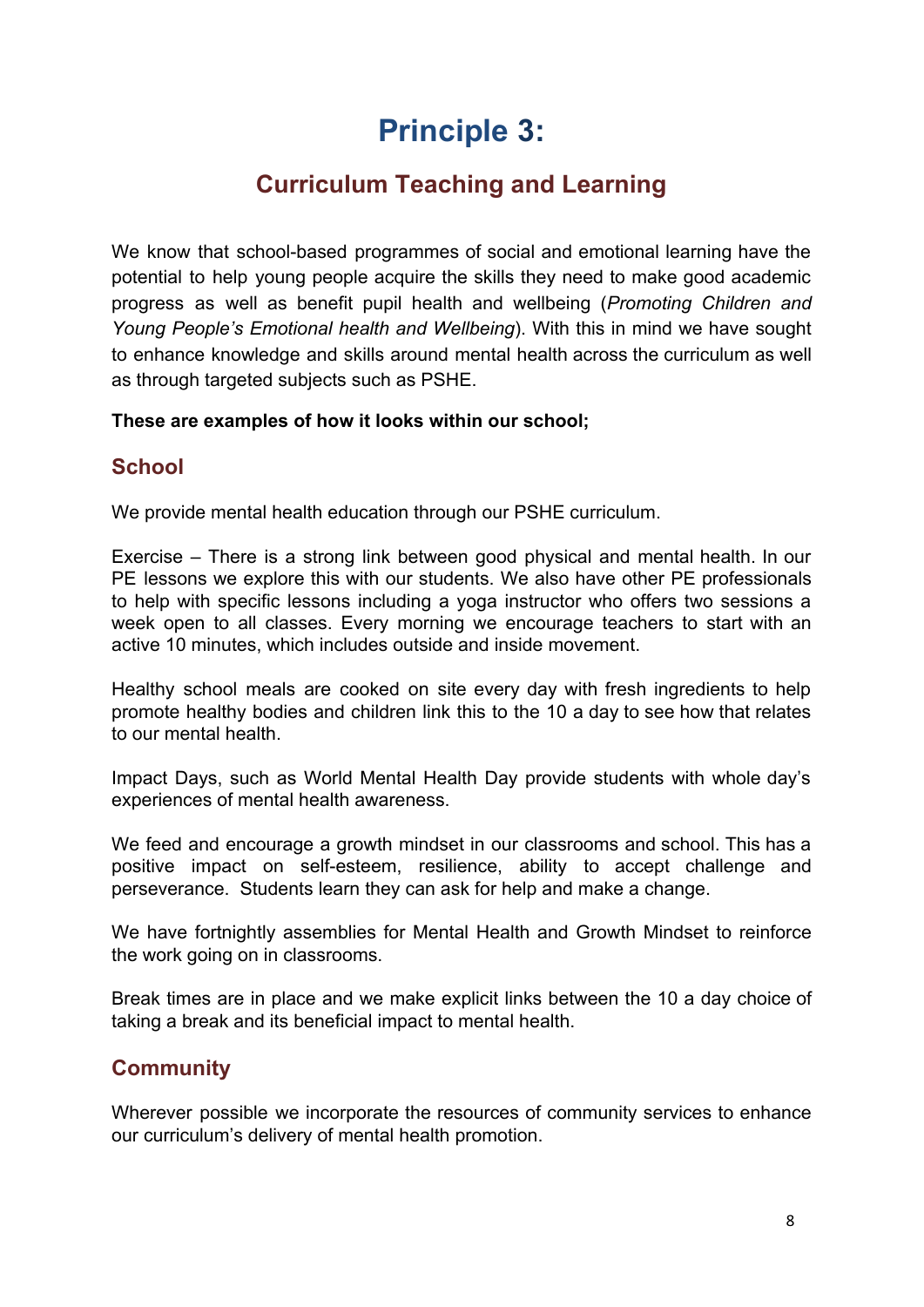# Principle 3:

## Curriculum Teaching and Learning

We know that school-based programmes of social and emotional learning have the potential to help young people acquire the skills they need to make good academic progress as well as benefit pupil health and wellbeing (*Promoting Children and Young People's Emotional health and Wellbeing*). With this in mind we have sought to enhance knowledge and skills around mental health across the curriculum as well as through targeted subjects such as PSHE.

**These are examples of how it looks within our school;**

### School

We provide mental health education through our PSHE curriculum.

Exercise – There is a strong link between good physical and mental health. In our PE lessons we explore this with our students. We also have other PE professionals to help with specific lessons including a yoga instructor who offers two sessions a week open to all classes. Every morning we encourage teachers to start with an active 10 minutes, which includes outside and inside movement.

Healthy school meals are cooked on site every day with fresh ingredients to help promote healthy bodies and children link this to the 10 a day to see how that relates to our mental health.

Impact Days, such as World Mental Health Day provide students with whole day's experiences of mental health awareness.

We feed and encourage a growth mindset in our classrooms and school. This has a positive impact on self-esteem, resilience, ability to accept challenge and perseverance. Students learn they can ask for help and make a change.

We have fortnightly assemblies for Mental Health and Growth Mindset to reinforce the work going on in classrooms.

Break times are in place and we make explicit links between the 10 a day choice of taking a break and its beneficial impact to mental health.

### Community

Wherever possible we incorporate the resources of community services to enhance our curriculum's delivery of mental health promotion.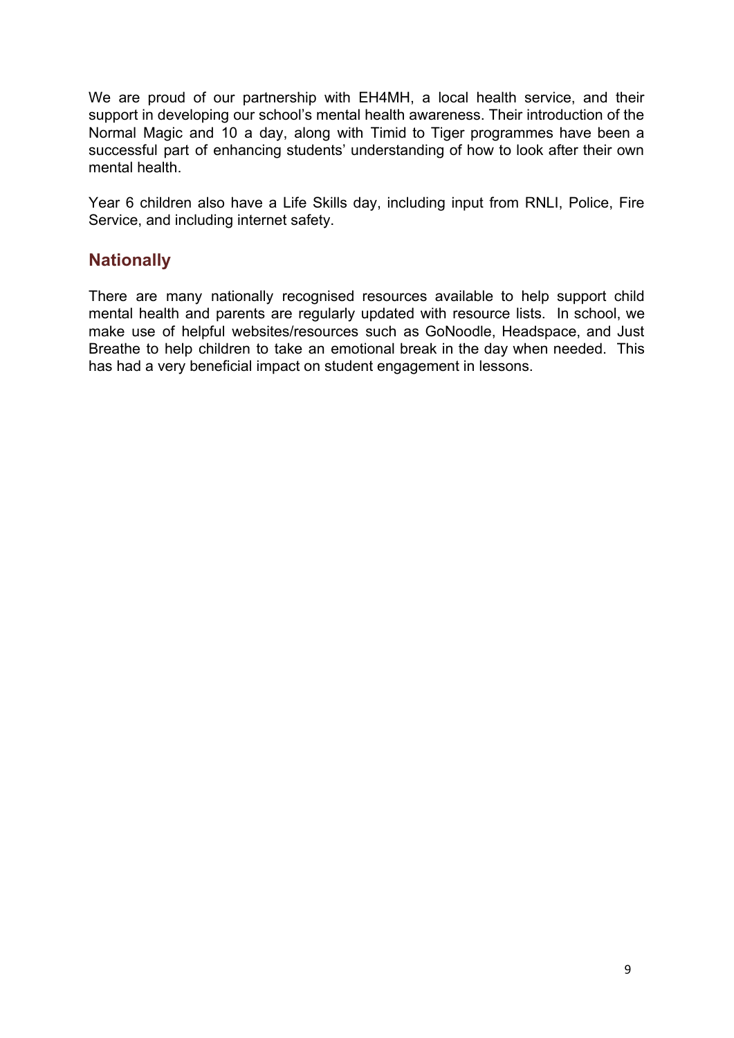We are proud of our partnership with EH4MH, a local health service, and their support in developing our school's mental health awareness. Their introduction of the Normal Magic and 10 a day, along with Timid to Tiger programmes have been a successful part of enhancing students' understanding of how to look after their own mental health.

Year 6 children also have a Life Skills day, including input from RNLI, Police, Fire Service, and including internet safety.

## Nationally

There are many nationally recognised resources available to help support child mental health and parents are regularly updated with resource lists. In school, we make use of helpful websites/resources such as GoNoodle, Headspace, and Just Breathe to help children to take an emotional break in the day when needed. This has had a very beneficial impact on student engagement in lessons.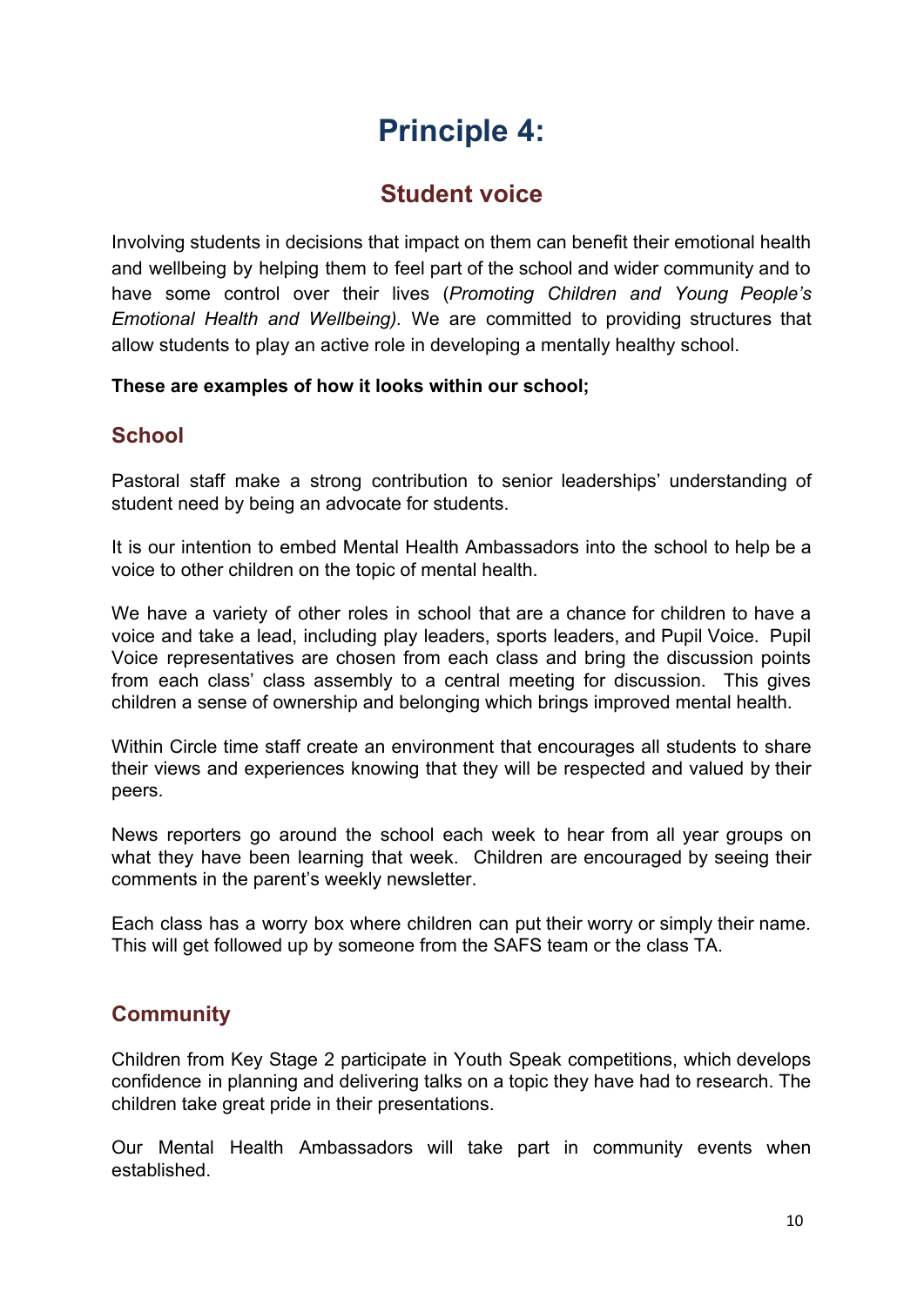# Principle 4:

## Student voice

Involving students in decisions that impact on them can benefit their emotional health and wellbeing by helping them to feel part of the school and wider community and to have some control over their lives (*Promoting Children and Young People's Emotional Health and Wellbeing).* We are committed to providing structures that allow students to play an active role in developing a mentally healthy school.

**These are examples of how it looks within our school;**

### School

Pastoral staff make a strong contribution to senior leaderships' understanding of student need by being an advocate for students.

It is our intention to embed Mental Health Ambassadors into the school to help be a voice to other children on the topic of mental health.

We have a variety of other roles in school that are a chance for children to have a voice and take a lead, including play leaders, sports leaders, and Pupil Voice. Pupil Voice representatives are chosen from each class and bring the discussion points from each class' class assembly to a central meeting for discussion. This gives children a sense of ownership and belonging which brings improved mental health.

Within Circle time staff create an environment that encourages all students to share their views and experiences knowing that they will be respected and valued by their peers.

News reporters go around the school each week to hear from all year groups on what they have been learning that week. Children are encouraged by seeing their comments in the parent's weekly newsletter.

Each class has a worry box where children can put their worry or simply their name. This will get followed up by someone from the SAFS team or the class TA.

### Community

Children from Key Stage 2 participate in Youth Speak competitions, which develops confidence in planning and delivering talks on a topic they have had to research. The children take great pride in their presentations.

Our Mental Health Ambassadors will take part in community events when established.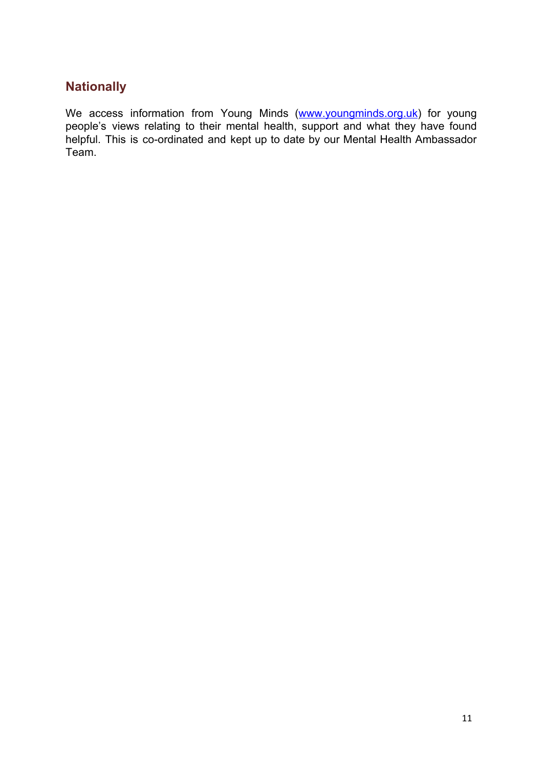## Nationally

We access information from Young Minds ([www.youngminds.org.uk](http://www.youngminds.org.uk)) for young people's views relating to their mental health, support and what they have found helpful. This is co-ordinated and kept up to date by our Mental Health Ambassador Team.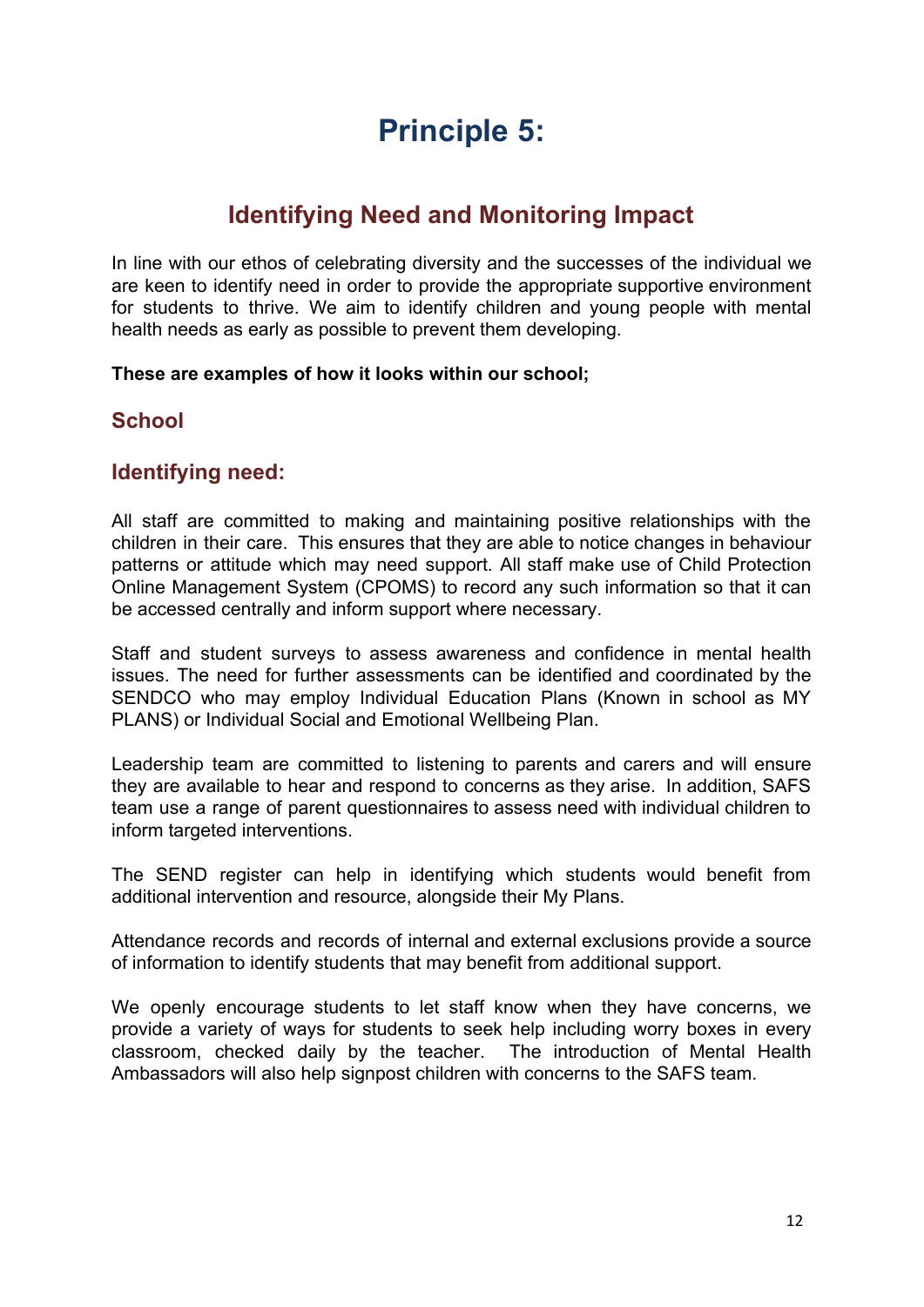# Principle 5:

## Identifying Need and Monitoring Impact

In line with our ethos of celebrating diversity and the successes of the individual we are keen to identify need in order to provide the appropriate supportive environment for students to thrive. We aim to identify children and young people with mental health needs as early as possible to prevent them developing.

**These are examples of how it looks within our school;**

### School

### Identifying need:

All staff are committed to making and maintaining positive relationships with the children in their care. This ensures that they are able to notice changes in behaviour patterns or attitude which may need support. All staff make use of Child Protection Online Management System (CPOMS) to record any such information so that it can be accessed centrally and inform support where necessary.

Staff and student surveys to assess awareness and confidence in mental health issues. The need for further assessments can be identified and coordinated by the SENDCO who may employ Individual Education Plans (Known in school as MY PLANS) or Individual Social and Emotional Wellbeing Plan.

Leadership team are committed to listening to parents and carers and will ensure they are available to hear and respond to concerns as they arise. In addition, SAFS team use a range of parent questionnaires to assess need with individual children to inform targeted interventions.

The SEND register can help in identifying which students would benefit from additional intervention and resource, alongside their My Plans.

Attendance records and records of internal and external exclusions provide a source of information to identify students that may benefit from additional support.

We openly encourage students to let staff know when they have concerns, we provide a variety of ways for students to seek help including worry boxes in every classroom, checked daily by the teacher. The introduction of Mental Health Ambassadors will also help signpost children with concerns to the SAFS team.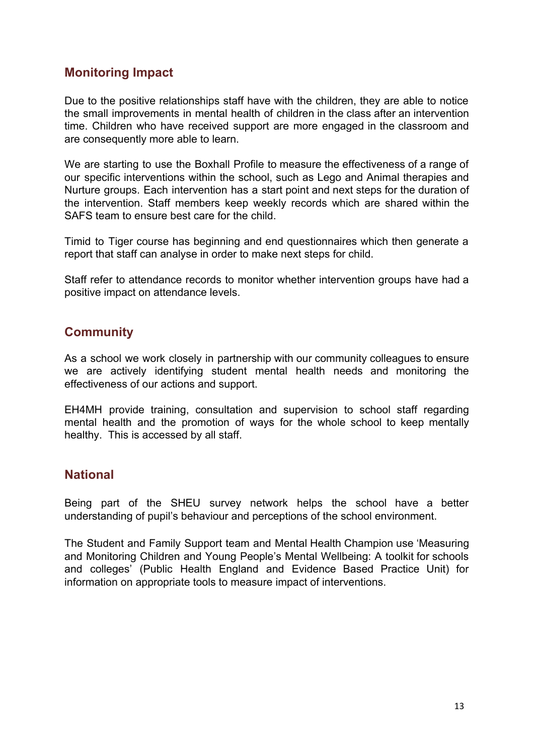## Monitoring Impact

Due to the positive relationships staff have with the children, they are able to notice the small improvements in mental health of children in the class after an intervention time. Children who have received support are more engaged in the classroom and are consequently more able to learn.

We are starting to use the Boxhall Profile to measure the effectiveness of a range of our specific interventions within the school, such as Lego and Animal therapies and Nurture groups. Each intervention has a start point and next steps for the duration of the intervention. Staff members keep weekly records which are shared within the SAFS team to ensure best care for the child.

Timid to Tiger course has beginning and end questionnaires which then generate a report that staff can analyse in order to make next steps for child.

Staff refer to attendance records to monitor whether intervention groups have had a positive impact on attendance levels.

## Community

As a school we work closely in partnership with our community colleagues to ensure we are actively identifying student mental health needs and monitoring the effectiveness of our actions and support.

EH4MH provide training, consultation and supervision to school staff regarding mental health and the promotion of ways for the whole school to keep mentally healthy. This is accessed by all staff.

## National

Being part of the SHEU survey network helps the school have a better understanding of pupil's behaviour and perceptions of the school environment.

The Student and Family Support team and Mental Health Champion use 'Measuring and Monitoring Children and Young People's Mental Wellbeing: A toolkit for schools and colleges' (Public Health England and Evidence Based Practice Unit) for information on appropriate tools to measure impact of interventions.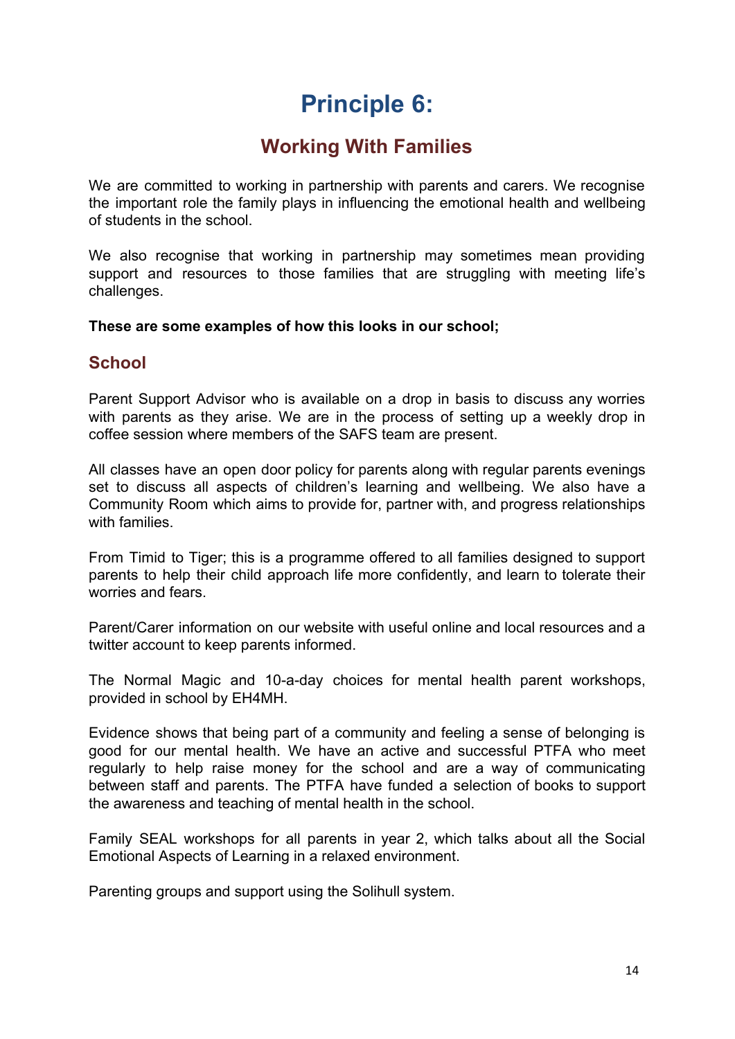# Principle 6:

## Working With Families

We are committed to working in partnership with parents and carers. We recognise the important role the family plays in influencing the emotional health and wellbeing of students in the school.

We also recognise that working in partnership may sometimes mean providing support and resources to those families that are struggling with meeting life's challenges.

**These are some examples of how this looks in our school;**

### School

Parent Support Advisor who is available on a drop in basis to discuss any worries with parents as they arise. We are in the process of setting up a weekly drop in coffee session where members of the SAFS team are present.

All classes have an open door policy for parents along with regular parents evenings set to discuss all aspects of children's learning and wellbeing. We also have a Community Room which aims to provide for, partner with, and progress relationships with families.

From Timid to Tiger; this is a programme offered to all families designed to support parents to help their child approach life more confidently, and learn to tolerate their worries and fears.

Parent/Carer information on our website with useful online and local resources and a twitter account to keep parents informed.

The Normal Magic and 10-a-day choices for mental health parent workshops, provided in school by EH4MH.

Evidence shows that being part of a community and feeling a sense of belonging is good for our mental health. We have an active and successful PTFA who meet regularly to help raise money for the school and are a way of communicating between staff and parents. The PTFA have funded a selection of books to support the awareness and teaching of mental health in the school.

Family SEAL workshops for all parents in year 2, which talks about all the Social Emotional Aspects of Learning in a relaxed environment.

Parenting groups and support using the Solihull system.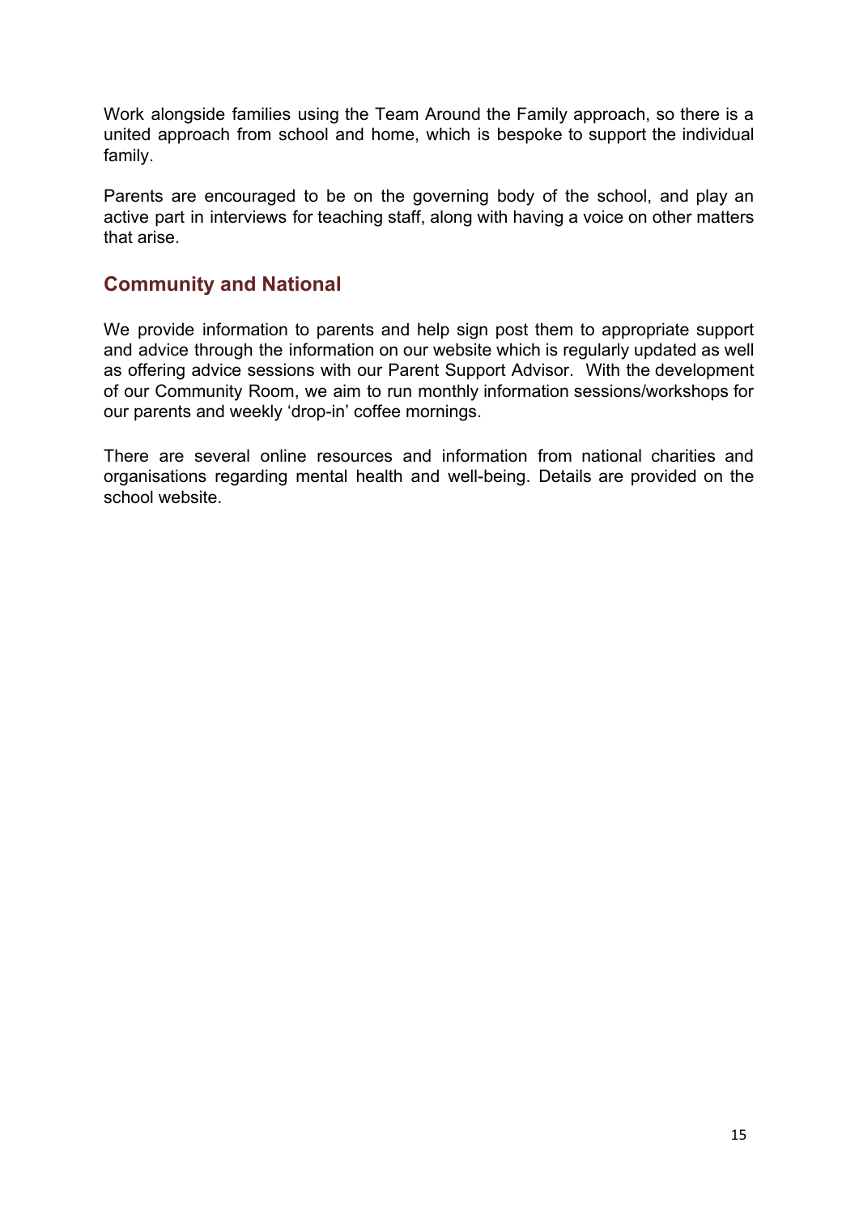Work alongside families using the Team Around the Family approach, so there is a united approach from school and home, which is bespoke to support the individual family.

Parents are encouraged to be on the governing body of the school, and play an active part in interviews for teaching staff, along with having a voice on other matters that arise.

## Community and National

We provide information to parents and help sign post them to appropriate support and advice through the information on our website which is regularly updated as well as offering advice sessions with our Parent Support Advisor. With the development of our Community Room, we aim to run monthly information sessions/workshops for our parents and weekly 'drop-in' coffee mornings.

There are several online resources and information from national charities and organisations regarding mental health and well-being. Details are provided on the school website.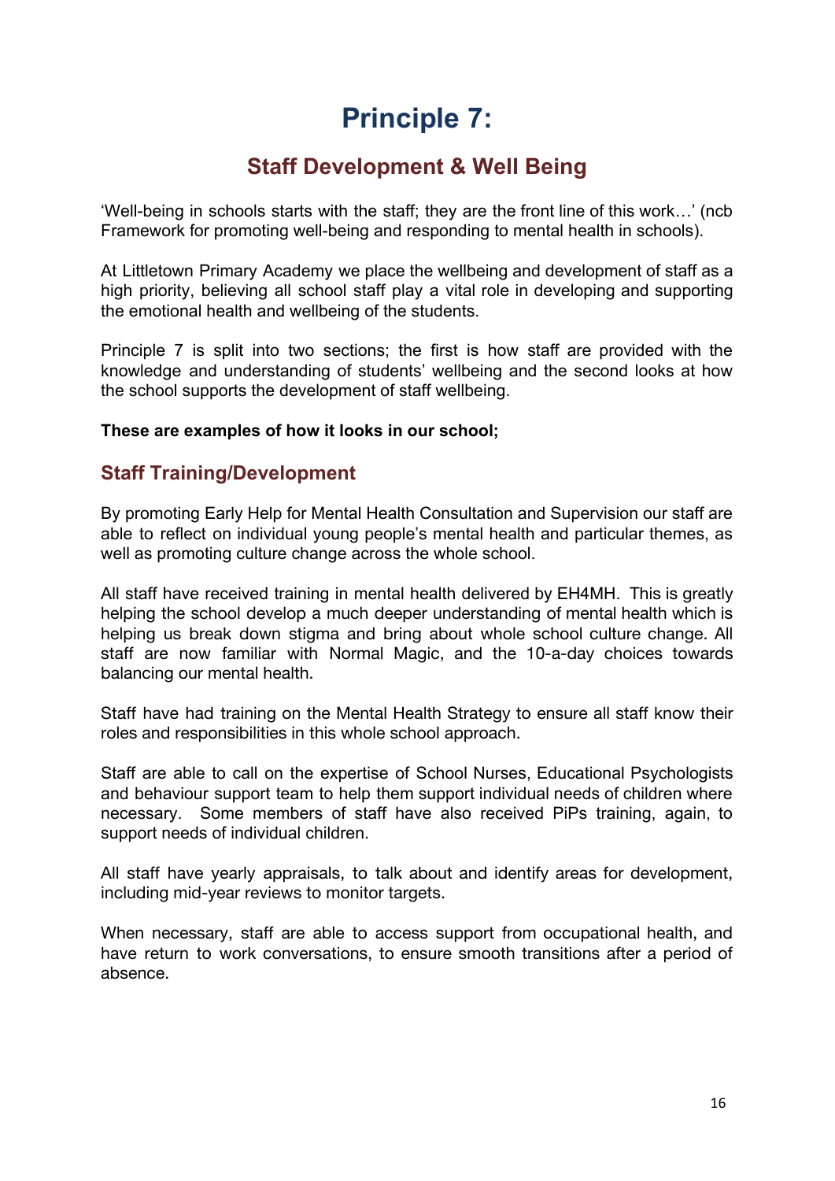# Principle 7:

## Staff Development & Well Being

'Well-being in schools starts with the staff; they are the front line of this work…' (ncb Framework for promoting well-being and responding to mental health in schools).

At Littletown Primary Academy we place the wellbeing and development of staff as a high priority, believing all school staff play a vital role in developing and supporting the emotional health and wellbeing of the students.

Principle 7 is split into two sections; the first is how staff are provided with the knowledge and understanding of students' wellbeing and the second looks at how the school supports the development of staff wellbeing.

**These are examples of how it looks in our school;**

### Staff Training/Development

By promoting Early Help for Mental Health Consultation and Supervision our staff are able to reflect on individual young people's mental health and particular themes, as well as promoting culture change across the whole school.

All staff have received training in mental health delivered by EH4MH. This is greatly helping the school develop a much deeper understanding of mental health which is helping us break down stigma and bring about whole school culture change. All staff are now familiar with Normal Magic, and the 10-a-day choices towards balancing our mental health.

Staff have had training on the Mental Health Strategy to ensure all staff know their roles and responsibilities in this whole school approach.

Staff are able to call on the expertise of School Nurses, Educational Psychologists and behaviour support team to help them support individual needs of children where necessary. Some members of staff have also received PiPs training, again, to support needs of individual children.

All staff have yearly appraisals, to talk about and identify areas for development, including mid-year reviews to monitor targets.

When necessary, staff are able to access support from occupational health, and have return to work conversations, to ensure smooth transitions after a period of absence.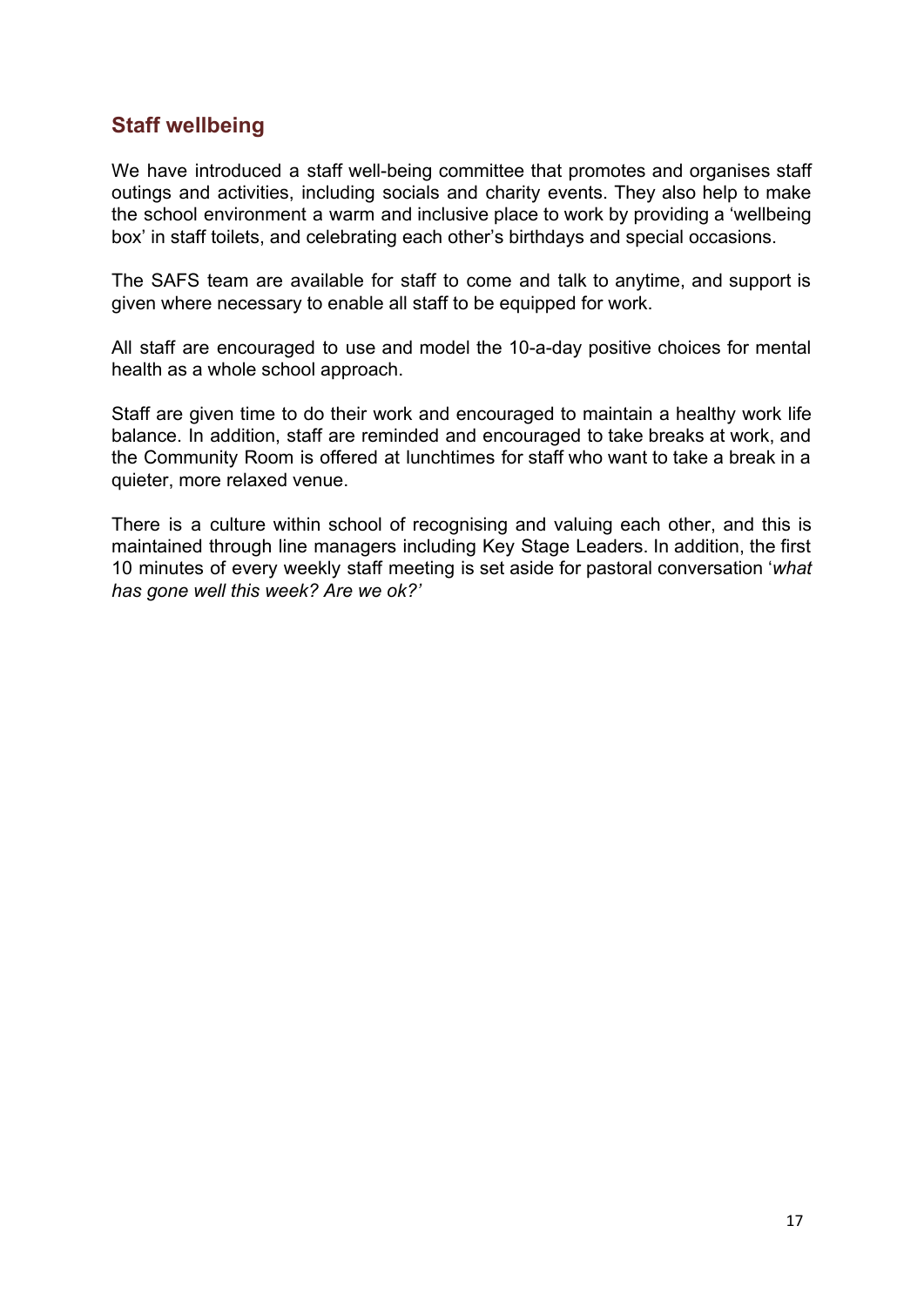## Staff wellbeing

We have introduced a staff well-being committee that promotes and organises staff outings and activities, including socials and charity events. They also help to make the school environment a warm and inclusive place to work by providing a 'wellbeing box' in staff toilets, and celebrating each other's birthdays and special occasions.

The SAFS team are available for staff to come and talk to anytime, and support is given where necessary to enable all staff to be equipped for work.

All staff are encouraged to use and model the 10-a-day positive choices for mental health as a whole school approach.

Staff are given time to do their work and encouraged to maintain a healthy work life balance. In addition, staff are reminded and encouraged to take breaks at work, and the Community Room is offered at lunchtimes for staff who want to take a break in a quieter, more relaxed venue.

There is a culture within school of recognising and valuing each other, and this is maintained through line managers including Key Stage Leaders. In addition, the first 10 minutes of every weekly staff meeting is set aside for pastoral conversation '*what has gone well this week? Are we ok?'*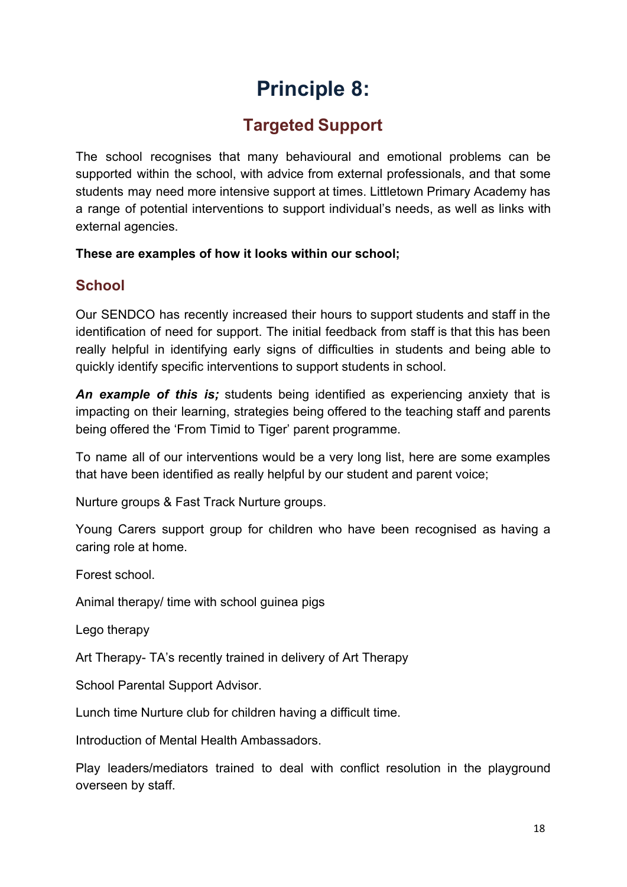# Principle 8:

## Targeted Support

The school recognises that many behavioural and emotional problems can be supported within the school, with advice from external professionals, and that some students may need more intensive support at times. Littletown Primary Academy has a range of potential interventions to support individual's needs, as well as links with external agencies.

**These are examples of how it looks within our school;**

### School

Our SENDCO has recently increased their hours to support students and staff in the identification of need for support. The initial feedback from staff is that this has been really helpful in identifying early signs of difficulties in students and being able to quickly identify specific interventions to support students in school.

***An example of this is;*** students being identified as experiencing anxiety that is impacting on their learning, strategies being offered to the teaching staff and parents being offered the 'From Timid to Tiger' parent programme.

To name all of our interventions would be a very long list, here are some examples that have been identified as really helpful by our student and parent voice;

Nurture groups & Fast Track Nurture groups.

Young Carers support group for children who have been recognised as having a caring role at home.

Forest school.

Animal therapy/ time with school guinea pigs

Lego therapy

Art Therapy- TA's recently trained in delivery of Art Therapy

School Parental Support Advisor.

Lunch time Nurture club for children having a difficult time.

Introduction of Mental Health Ambassadors.

Play leaders/mediators trained to deal with conflict resolution in the playground overseen by staff.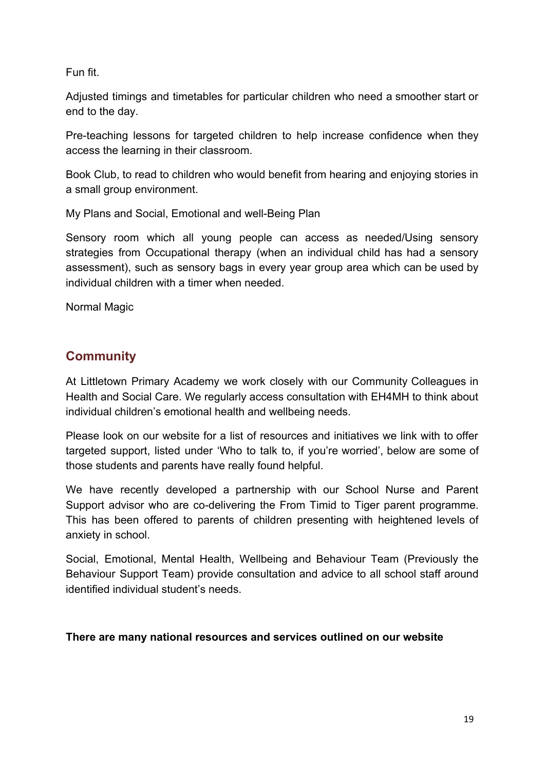Fun fit.

Adjusted timings and timetables for particular children who need a smoother start or end to the day.

Pre-teaching lessons for targeted children to help increase confidence when they access the learning in their classroom.

Book Club, to read to children who would benefit from hearing and enjoying stories in a small group environment.

My Plans and Social, Emotional and well-Being Plan

Sensory room which all young people can access as needed/Using sensory strategies from Occupational therapy (when an individual child has had a sensory assessment), such as sensory bags in every year group area which can be used by individual children with a timer when needed.

Normal Magic

## Community

At Littletown Primary Academy we work closely with our Community Colleagues in Health and Social Care. We regularly access consultation with EH4MH to think about individual children's emotional health and wellbeing needs.

Please look on our website for a list of resources and initiatives we link with to offer targeted support, listed under 'Who to talk to, if you're worried', below are some of those students and parents have really found helpful.

We have recently developed a partnership with our School Nurse and Parent Support advisor who are co-delivering the From Timid to Tiger parent programme. This has been offered to parents of children presenting with heightened levels of anxiety in school.

Social, Emotional, Mental Health, Wellbeing and Behaviour Team (Previously the Behaviour Support Team) provide consultation and advice to all school staff around identified individual student's needs.

**There are many national resources and services outlined on our website**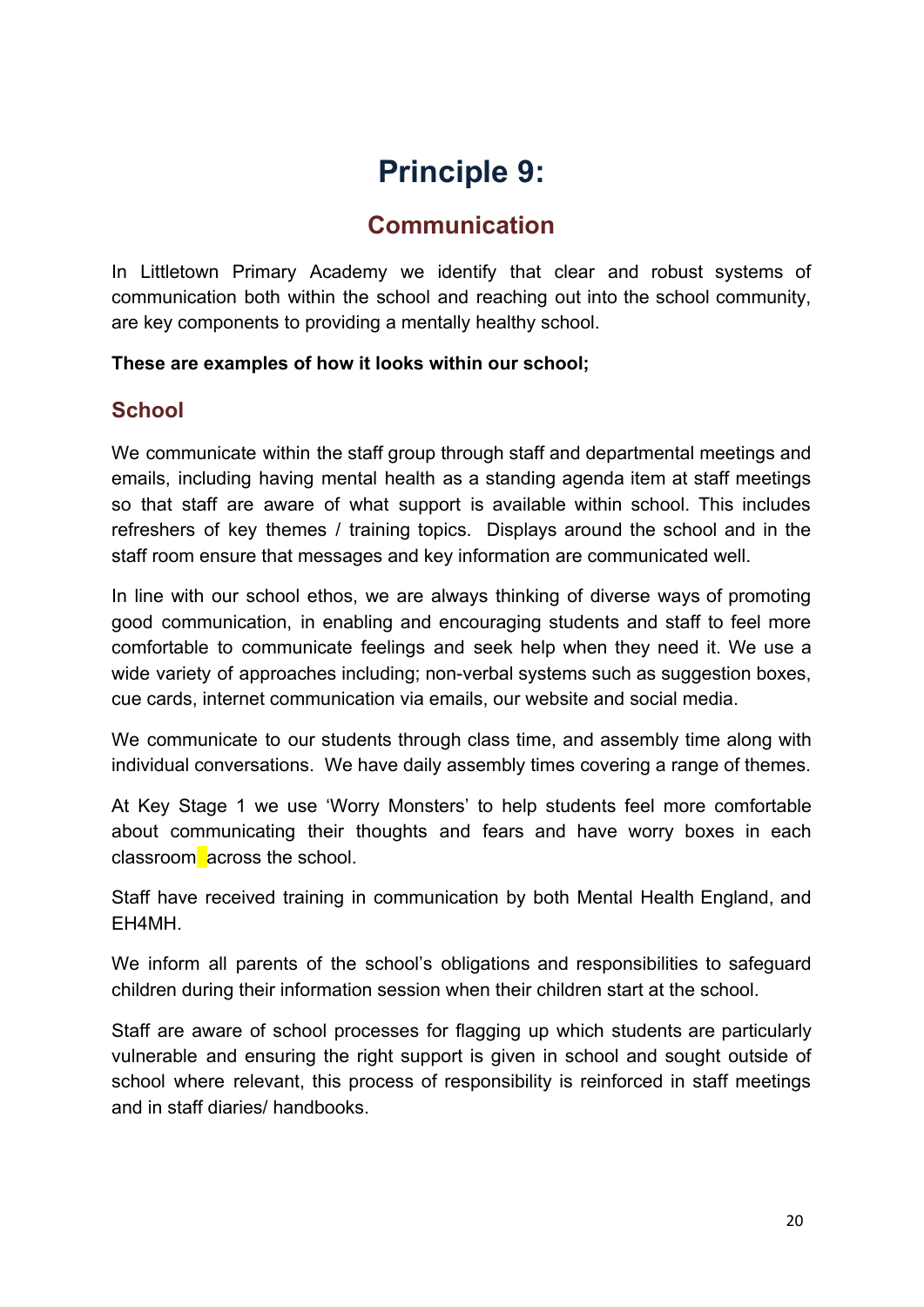# Principle 9:

## Communication

In Littletown Primary Academy we identify that clear and robust systems of communication both within the school and reaching out into the school community, are key components to providing a mentally healthy school.

**These are examples of how it looks within our school;**

### School

We communicate within the staff group through staff and departmental meetings and emails, including having mental health as a standing agenda item at staff meetings so that staff are aware of what support is available within school. This includes refreshers of key themes / training topics. Displays around the school and in the staff room ensure that messages and key information are communicated well.

In line with our school ethos, we are always thinking of diverse ways of promoting good communication, in enabling and encouraging students and staff to feel more comfortable to communicate feelings and seek help when they need it. We use a wide variety of approaches including; non-verbal systems such as suggestion boxes, cue cards, internet communication via emails, our website and social media.

We communicate to our students through class time, and assembly time along with individual conversations. We have daily assembly times covering a range of themes.

At Key Stage 1 we use 'Worry Monsters' to help students feel more comfortable about communicating their thoughts and fears and have worry boxes in each classroom across the school.

Staff have received training in communication by both Mental Health England, and EH4MH.

We inform all parents of the school's obligations and responsibilities to safeguard children during their information session when their children start at the school.

Staff are aware of school processes for flagging up which students are particularly vulnerable and ensuring the right support is given in school and sought outside of school where relevant, this process of responsibility is reinforced in staff meetings and in staff diaries/ handbooks.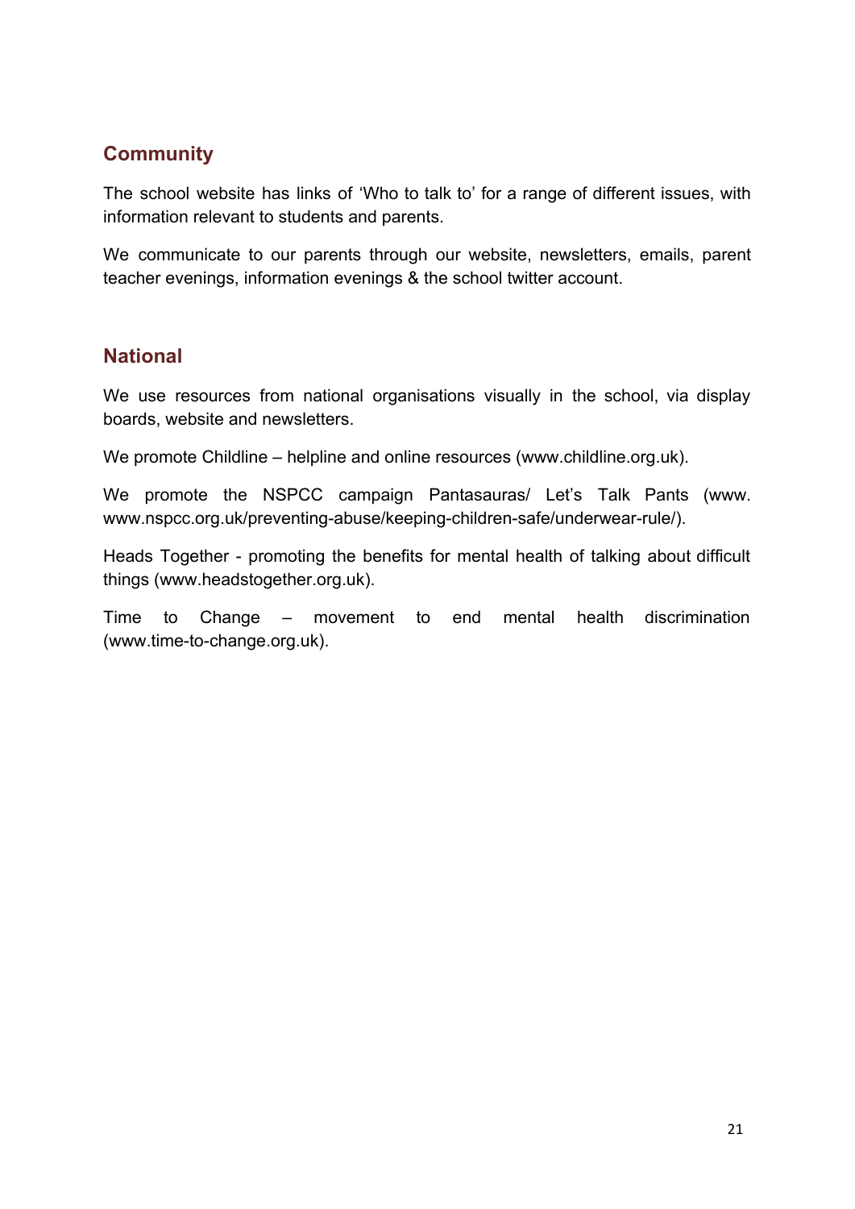## Community

The school website has links of 'Who to talk to' for a range of different issues, with information relevant to students and parents.

We communicate to our parents through our website, newsletters, emails, parent teacher evenings, information evenings & the school twitter account.

## National

We use resources from national organisations visually in the school, via display boards, website and newsletters.

We promote Childline – helpline and online resources (www.childline.org.uk).

We promote the NSPCC campaign Pantasauras/ Let's Talk Pants (www. www.nspcc.org.uk/preventing-abuse/keeping-children-safe/underwear-rule/).

Heads Together - promoting the benefits for mental health of talking about difficult things (www.headstogether.org.uk).

Time to Change – movement to end mental health discrimination (www.time-to-change.org.uk).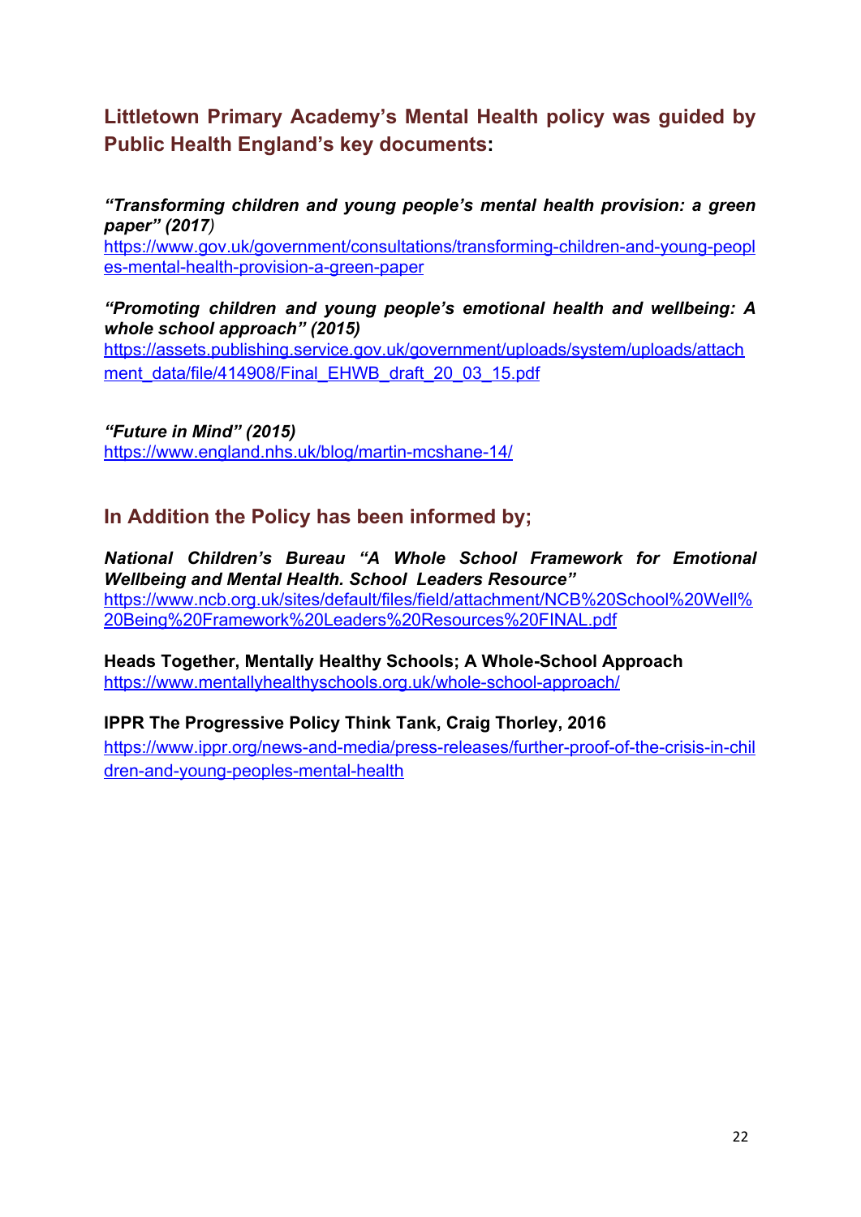## Littletown Primary Academy's Mental Health policy was guided by Public Health England's key documents:

***"Transforming children and young people's mental health provision: a green paper" (2017)***
https://www.gov.uk/government/consultations/transforming-children-and-young-peoples-mental-health-provision-a-green-paper

***"Promoting children and young people's emotional health and wellbeing: A whole school approach" (2015)***
https://assets.publishing.service.gov.uk/government/uploads/system/uploads/attachment_data/file/414908/Final_EHWB_draft_20_03_15.pdf

***"Future in Mind" (2015)***
https://www.england.nhs.uk/blog/martin-mcshane-14/

## In Addition the Policy has been informed by;

***National Children's Bureau "A Whole School Framework for Emotional Wellbeing and Mental Health. School Leaders Resource"***
https://www.ncb.org.uk/sites/default/files/field/attachment/NCB%20School%20Well%20Being%20Framework%20Leaders%20Resources%20FINAL.pdf

**Heads Together, Mentally Healthy Schools; A Whole-School Approach**
https://www.mentallyhealthyschools.org.uk/whole-school-approach/

**IPPR The Progressive Policy Think Tank, Craig Thorley, 2016**
https://www.ippr.org/news-and-media/press-releases/further-proof-of-the-crisis-in-children-and-young-peoples-mental-health